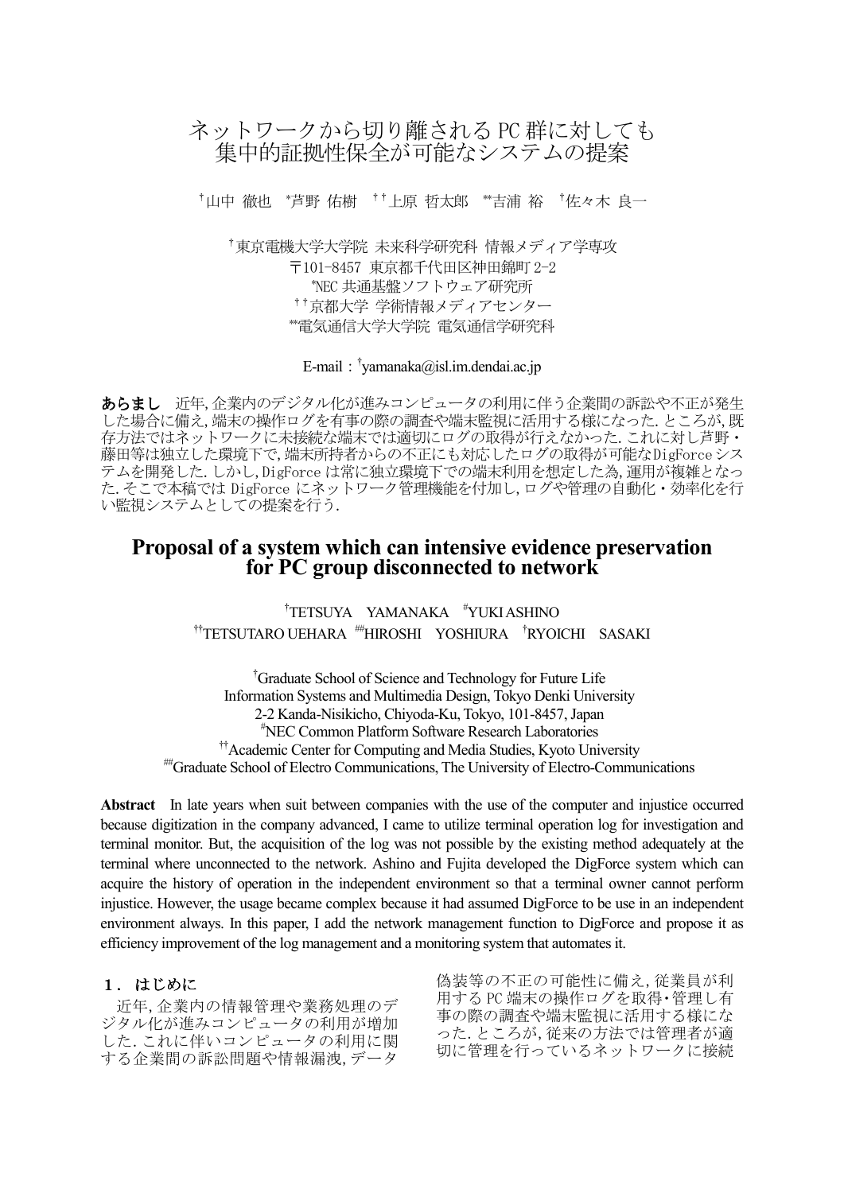# ネットワークから切り離される PC 群に対しても集中的証拠性保全が可能なシステムの提案

†山中 徹也　#芦野 佑樹　††上原 哲太郎　##吉浦 裕　†佐々木 良一

†東京電機大学大学院 未来科学研究科 情報メディア学専攻
〒101-8457 東京都千代田区神田錦町 2-2
#NEC 共通基盤ソフトウェア研究所
††京都大学 学術情報メディアセンター
##電気通信大学大学院 電気通信学研究科

E-mail：†yamanaka@isl.im.dendai.ac.jp

**あらまし**　近年, 企業内のデジタル化が進みコンピュータの利用に伴う企業間の訴訟や不正が発生した場合に備え, 端末の操作ログを有事の際の調査や端末監視に活用する様になった. ところが, 既存方法ではネットワークに未接続な端末では適切にログの取得が行えなかった. これに対し芦野・藤田等は独立した環境下で, 端末所持者からの不正にも対応したログの取得が可能なDigForceシステムを開発した. しかし, DigForce は常に独立環境下での端末利用を想定した為, 運用が複雑となった. そこで本稿では DigForce にネットワーク管理機能を付加し, ログや管理の自動化・効率化を行い監視システムとしての提案を行う.

# Proposal of a system which can intensive evidence preservation for PC group disconnected to network

†TETSUYA　YAMANAKA　#YUKI ASHINO
††TETSUTARO UEHARA　##HIROSHI　YOSHIURA　†RYOICHI　SASAKI

†Graduate School of Science and Technology for Future Life
Information Systems and Multimedia Design, Tokyo Denki University
2-2 Kanda-Nisikicho, Chiyoda-Ku, Tokyo, 101-8457, Japan
#NEC Common Platform Software Research Laboratories
††Academic Center for Computing and Media Studies, Kyoto University
##Graduate School of Electro Communications, The University of Electro-Communications

**Abstract**　In late years when suit between companies with the use of the computer and injustice occurred because digitization in the company advanced, I came to utilize terminal operation log for investigation and terminal monitor. But, the acquisition of the log was not possible by the existing method adequately at the terminal where unconnected to the network. Ashino and Fujita developed the DigForce system which can acquire the history of operation in the independent environment so that a terminal owner cannot perform injustice. However, the usage became complex because it had assumed DigForce to be use in an independent environment always. In this paper, I add the network management function to DigForce and propose it as efficiency improvement of the log management and a monitoring system that automates it.

## １．はじめに

近年, 企業内の情報管理や業務処理のデジタル化が進みコンピュータの利用が増加した. これに伴いコンピュータの利用に関する企業間の訴訟問題や情報漏洩, データ偽装等の不正の可能性に備え, 従業員が利用する PC 端末の操作ログを取得・管理し有事の際の調査や端末監視に活用する様になった. ところが, 従来の方法では管理者が適切に管理を行っているネットワークに接続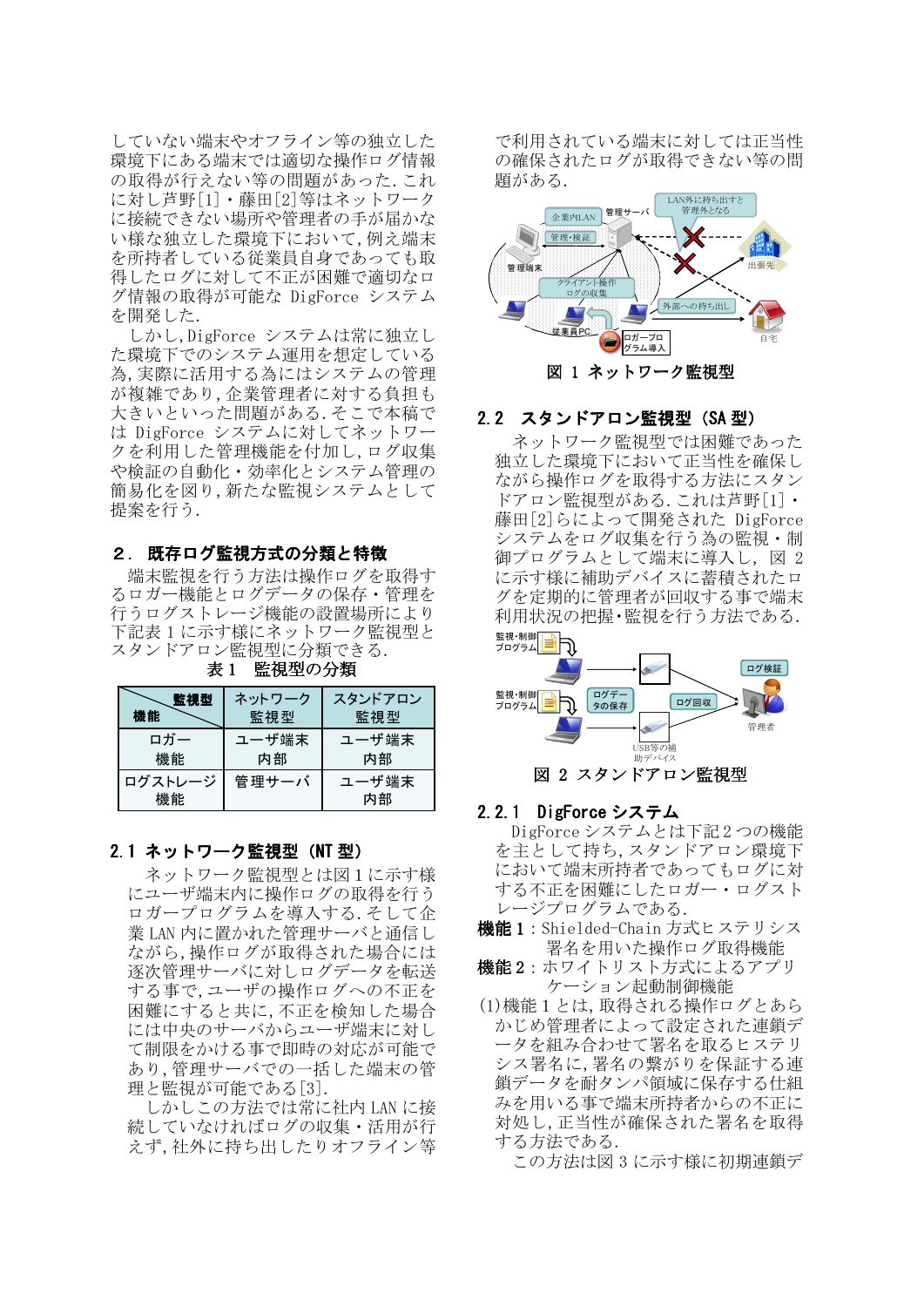していない端末やオフライン等の独立した環境下にある端末では適切な操作ログ情報の取得が行えない等の問題があった. これに対し芦野[1]・藤田[2]等はネットワークに接続できない場所や管理者の手が届かない様な独立した環境下において, 例え端末を所持している従業員自身であっても取得したログに対して不正が困難で適切なログ情報の取得が可能な DigForce システムを開発した.

しかし, DigForce システムは常に独立した環境下でのシステム運用を想定している為, 実際に活用する為にはシステムの管理が複雑であり, 企業管理者に対する負担も大きいといった問題がある. そこで本稿では DigForce システムに対してネットワークを利用した管理機能を付加し, ログ収集や検証の自動化・効率化とシステム管理の簡易化を図り, 新たな監視システムとして提案を行う.

## 2. 既存ログ監視方式の分類と特徴

端末監視を行う方法は操作ログを取得するロガー機能とログデータの保存・管理を行うログストレージ機能の設置場所により下記表 1 に示す様にネットワーク監視型とスタンドアロン監視型に分類できる.

表 1 監視型の分類

| 機能 ＼ 監視型 | ネットワーク監視型 | スタンドアロン監視型 |
|---|---|---|
| ロガー機能 | ユーザ端末内部 | ユーザ端末内部 |
| ログストレージ機能 | 管理サーバ | ユーザ端末内部 |

### 2.1 ネットワーク監視型 (NT 型)

ネットワーク監視型とは図 1 に示す様にユーザ端末内に操作ログの取得を行うロガープログラムを導入する. そして企業 LAN 内に置かれた管理サーバと通信しながら, 操作ログが取得された場合には逐次管理サーバに対しログデータを転送する事で, ユーザの操作ログへの不正を困難にすると共に, 不正を検知した場合には中央のサーバからユーザ端末に対して制限をかける事で即時の対応が可能であり, 管理サーバでの一括した端末の管理と監視が可能である[3].

しかしこの方法では常に社内 LAN に接続していなければログの収集・活用が行えず, 社外に持ち出したりオフライン等で利用されている端末に対しては正当性の確保されたログが取得できない等の問題がある.

図 1 ネットワーク監視型

### 2.2 スタンドアロン監視型 (SA 型)

ネットワーク監視型では困難であった独立した環境下において正当性を確保しながら操作ログを取得する方法にスタンドアロン監視型がある. これは芦野[1]・藤田[2]らによって開発された DigForce システムをログ収集を行う為の監視・制御プログラムとして端末に導入し, 図 2 に示す様に補助デバイスに蓄積されたログを定期的に管理者が回収する事で端末利用状況の把握・監視を行う方法である.

図 2 スタンドアロン監視型

#### 2.2.1 DigForce システム

DigForce システムとは下記 2 つの機能を主として持ち, スタンドアロン環境下において端末所持者であってもログに対する不正を困難にしたロガー・ログストレージプログラムである.

**機能 1**：Shielded-Chain 方式ヒステリシス署名を用いた操作ログ取得機能

**機能 2**：ホワイトリスト方式によるアプリケーション起動制御機能

(1)機能 1 とは, 取得される操作ログとあらかじめ管理者によって設定された連鎖データを組み合わせて署名を取るヒステリシス署名に, 署名の繋がりを保証する連鎖データを耐タンパ領域に保存する仕組みを用いる事で端末所持者からの不正に対処し, 正当性が確保された署名を取得する方法である.

この方法は図 3 に示す様に初期連鎖デ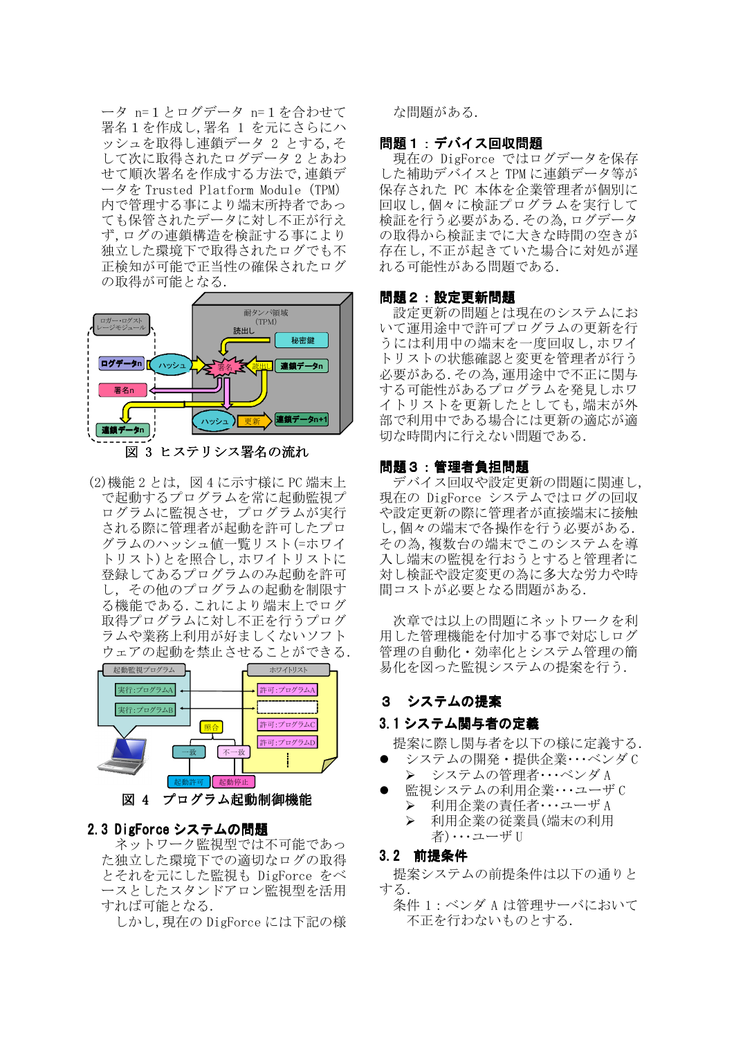ータ n=1とログデータ n=1を合わせて署名1を作成し,署名 1 を元にさらにハッシュを取得し連鎖データ 2 とする,そして次に取得されたログデータ2とあわせて順次署名を作成する方法で,連鎖データを Trusted Platform Module (TPM)内で管理する事により端末所持者であっても保管されたデータに対し不正が行えず,ログの連鎖構造を検証する事により独立した環境下で取得されたログでも不正検知が可能で正当性の確保されたログの取得が可能となる.

図 3 ヒステリシス署名の流れ

(2)機能 2 とは, 図 4 に示す様に PC 端末上で起動するプログラムを常に起動監視プログラムに監視させ, プログラムが実行される際に管理者が起動を許可したプログラムのハッシュ値一覧リスト(=ホワイトリスト)とを照合し,ホワイトリストに登録してあるプログラムのみ起動を許可し, その他のプログラムの起動を制限する機能である.これにより端末上でログ取得プログラムに対し不正を行うプログラムや業務上利用が好ましくないソフトウェアの起動を禁止させることができる.

図 4 プログラム起動制御機能

### 2.3 DigForce システムの問題

ネットワーク監視型では不可能であった独立した環境下での適切なログの取得とそれを元にした監視も DigForce をベースとしたスタンドアロン監視型を活用すれば可能となる.

しかし,現在の DigForce には下記の様な問題がある.

**問題１：デバイス回収問題**

現在の DigForce ではログデータを保存した補助デバイスと TPM に連鎖データ等が保存された PC 本体を企業管理者が個別に回収し,個々に検証プログラムを実行して検証を行う必要がある.その為,ログデータの取得から検証までに大きな時間の空きが存在し,不正が起きていた場合に対処が遅れる可能性がある問題である.

**問題２：設定更新問題**

設定更新の問題とは現在のシステムにおいて運用途中で許可プログラムの更新を行うには利用中の端末を一度回収し,ホワイトリストの状態確認と変更を管理者が行う必要がある.その為,運用途中で不正に関与する可能性があるプログラムを発見しホワイトリストを更新したとしても,端末が外部で利用中である場合には更新の適応が適切な時間内に行えない問題である.

**問題３：管理者負担問題**

デバイス回収や設定更新の問題に関連し,現在の DigForce システムではログの回収や設定更新の際に管理者が直接端末に接触し,個々の端末で各操作を行う必要がある.その為,複数台の端末でこのシステムを導入し端末の監視を行おうとすると管理者に対し検証や設定変更の為に多大な労力や時間コストが必要となる問題がある.

次章では以上の問題にネットワークを利用した管理機能を付加する事で対応しログ管理の自動化・効率化とシステム管理の簡易化を図った監視システムの提案を行う.

## 3 システムの提案

### 3.1 システム関与者の定義

提案に際し関与者を以下の様に定義する.

- システムの開発・提供企業･･･ベンダ C
  - システムの管理者･･･ベンダ A
- 監視システムの利用企業･･･ユーザ C
  - 利用企業の責任者･･･ユーザ A
  - 利用企業の従業員(端末の利用者)･･･ユーザ U

### 3.2 前提条件

提案システムの前提条件は以下の通りとする.

条件 1：ベンダ A は管理サーバにおいて不正を行わないものとする.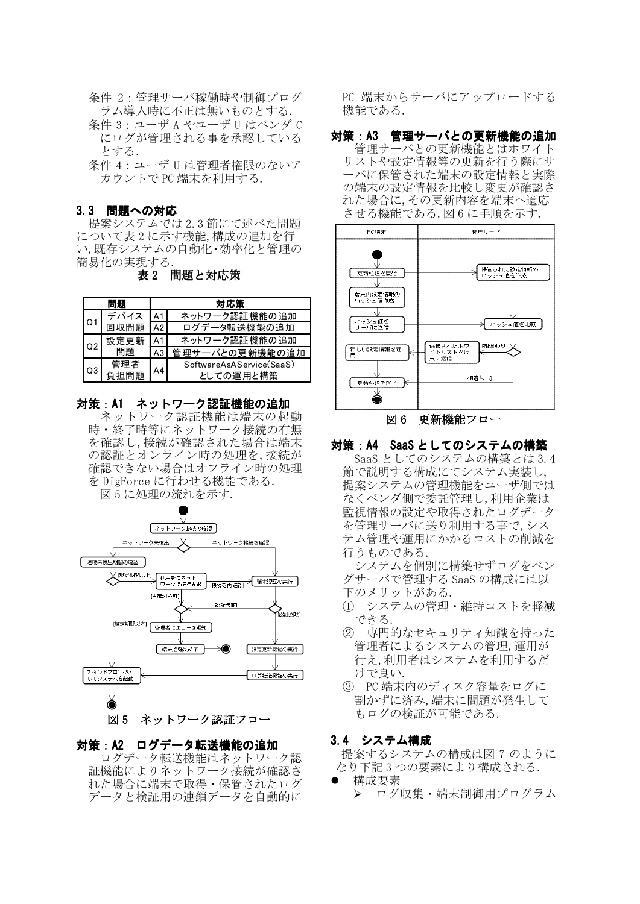条件 2：管理サーバ稼働時や制御プログラム導入時に不正は無いものとする.

条件 3：ユーザ A やユーザ U はベンダ C にログが管理される事を承認しているとする.

条件 4：ユーザ U は管理者権限のないアカウントで PC 端末を利用する.

### 3.3 問題への対応

提案システムでは 2.3 節にて述べた問題について表 2 に示す機能,構成の追加を行い,既存システムの自動化・効率化と管理の簡易化の実現する.

**表 2 問題と対応策**

| 問題 | | 対応策 | |
|---|---|---|---|
| Q1 | デバイス回収問題 | A1 | ネットワーク認証機能の追加 |
| | | A2 | ログデータ転送機能の追加 |
| Q2 | 設定更新問題 | A1 | ネットワーク認証機能の追加 |
| | | A3 | 管理サーバとの更新機能の追加 |
| Q3 | 管理者負担問題 | A4 | SoftwareAsAService(SaaS)としての運用と構築 |

### 対策：A1 ネットワーク認証機能の追加

ネットワーク認証機能は端末の起動時・終了時等にネットワーク接続の有無を確認し,接続が確認された場合は端末の認証とオンライン時の処理を,接続が確認できない場合はオフライン時の処理を DigForce に行わせる機能である.

図 5 に処理の流れを示す.

図 5 ネットワーク認証フロー

### 対策：A2 ログデータ転送機能の追加

ログデータ転送機能はネットワーク認証機能によりネットワーク接続が確認された場合に端末で取得・保管されたログデータと検証用の連鎖データを自動的に PC 端末からサーバにアップロードする機能である.

### 対策：A3 管理サーバとの更新機能の追加

管理サーバとの更新機能とはホワイトリストや設定情報等の更新を行う際にサーバに保管された端末の設定情報と実際の端末の設定情報を比較し変更が確認された場合に,その更新内容を端末へ適応させる機能である.図 6 に手順を示す.

図 6 更新機能フロー

### 対策：A4 SaaS としてのシステムの構築

SaaS としてのシステムの構築とは 3.4 節で説明する構成にてシステム実装し,提案システムの管理機能をユーザ側ではなくベンダ側で委託管理し,利用企業は監視情報の設定や取得されたログデータを管理サーバに送り利用する事で,システム管理や運用にかかるコストの削減を行うものである.

システムを個別に構築せずログをベンダサーバで管理する SaaS の構成には以下のメリットがある.

① システムの管理・維持コストを軽減できる.

② 専門的なセキュリティ知識を持った管理者によるシステムの管理,運用が行え,利用者はシステムを利用するだけで良い.

③ PC 端末内のディスク容量をログに割かずに済み,端末に問題が発生してもログの検証が可能である.

### 3.4 システム構成

提案するシステムの構成は図 7 のようになり下記 3 つの要素により構成される.

- 構成要素
  - ログ収集・端末制御用プログラム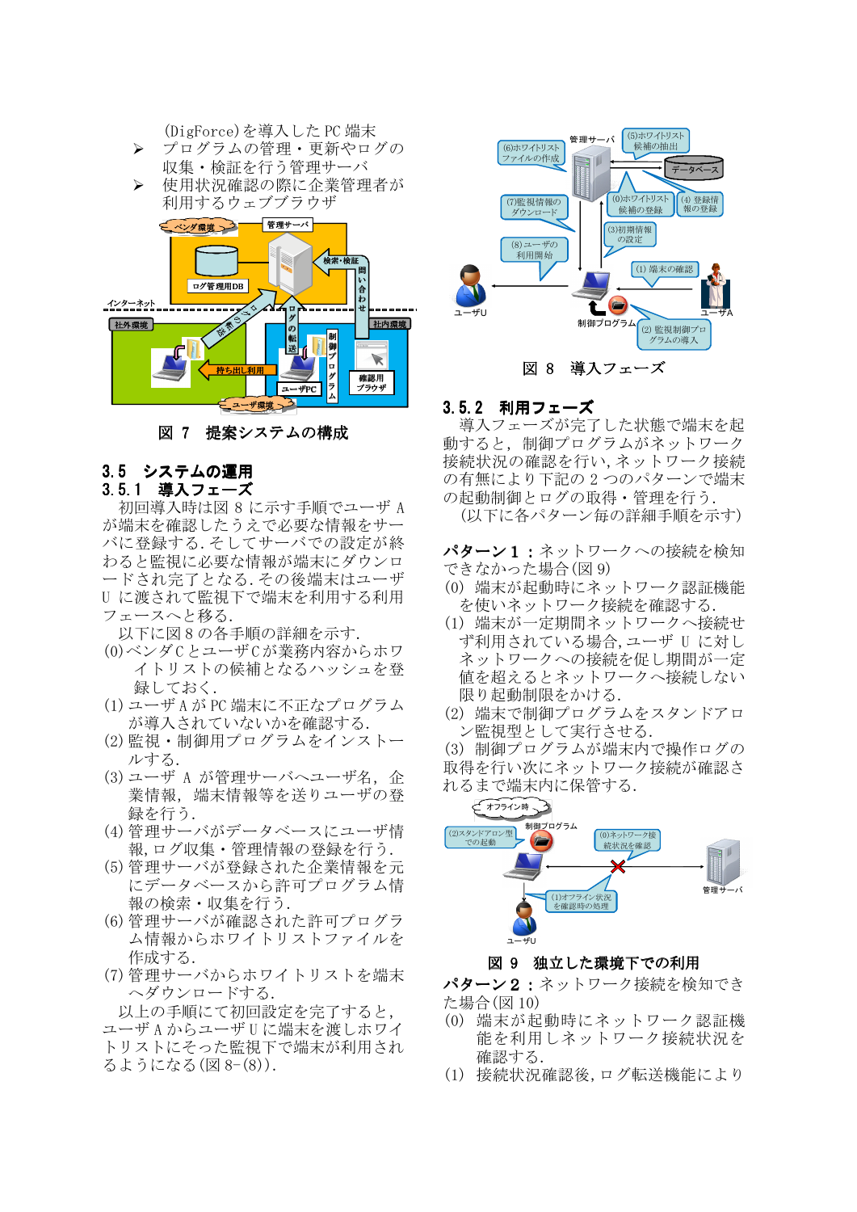(DigForce)を導入した PC 端末

- プログラムの管理・更新やログの収集・検証を行う管理サーバ
- 使用状況確認の際に企業管理者が利用するウェブブラウザ

図 7　提案システムの構成

### 3.5　システムの運用

#### 3.5.1　導入フェーズ

初回導入時は図 8 に示す手順でユーザ A が端末を確認したうえで必要な情報をサーバに登録する．そしてサーバでの設定が終わると監視に必要な情報が端末にダウンロードされ完了となる．その後端末はユーザ U に渡されて監視下で端末を利用する利用フェーズへと移る．

以下に図 8 の各手順の詳細を示す．

(0) ベンダ C とユーザ C が業務内容からホワイトリストの候補となるハッシュを登録しておく．
(1) ユーザ A が PC 端末に不正なプログラムが導入されていないかを確認する．
(2) 監視・制御用プログラムをインストールする．
(3) ユーザ A が管理サーバへユーザ名，企業情報，端末情報等を送りユーザの登録を行う．
(4) 管理サーバがデータベースにユーザ情報，ログ収集・管理情報の登録を行う．
(5) 管理サーバが登録された企業情報を元にデータベースから許可プログラム情報の検索・収集を行う．
(6) 管理サーバが確認された許可プログラム情報からホワイトリストファイルを作成する．
(7) 管理サーバからホワイトリストを端末へダウンロードする．

以上の手順にて初回設定を完了すると，ユーザ A からユーザ U に端末を渡しホワイトリストにそった監視下で端末が利用されるようになる(図 8-(8))．

図 8　導入フェーズ

#### 3.5.2　利用フェーズ

導入フェーズが完了した状態で端末を起動すると，制御プログラムがネットワーク接続状況の確認を行い，ネットワーク接続の有無により下記の 2 つのパターンで端末の起動制御とログの取得・管理を行う．

(以下に各パターン毎の詳細手順を示す)

**パターン 1**：ネットワークへの接続を検知できなかった場合(図 9)

(0) 端末が起動時にネットワーク認証機能を使いネットワーク接続を確認する．
(1) 端末が一定期間ネットワークへ接続せず利用されている場合，ユーザ U に対しネットワークへの接続を促し期間が一定値を超えるとネットワークへ接続しない限り起動制限をかける．
(2) 端末で制御プログラムをスタンドアロン監視型として実行させる．
(3) 制御プログラムが端末内で操作ログの取得を行い次にネットワーク接続が確認されるまで端末内に保管する．

図 9　独立した環境下での利用

**パターン 2**：ネットワーク接続を検知できた場合(図 10)

(0) 端末が起動時にネットワーク認証機能を利用しネットワーク接続状況を確認する．
(1) 接続状況確認後，ログ転送機能により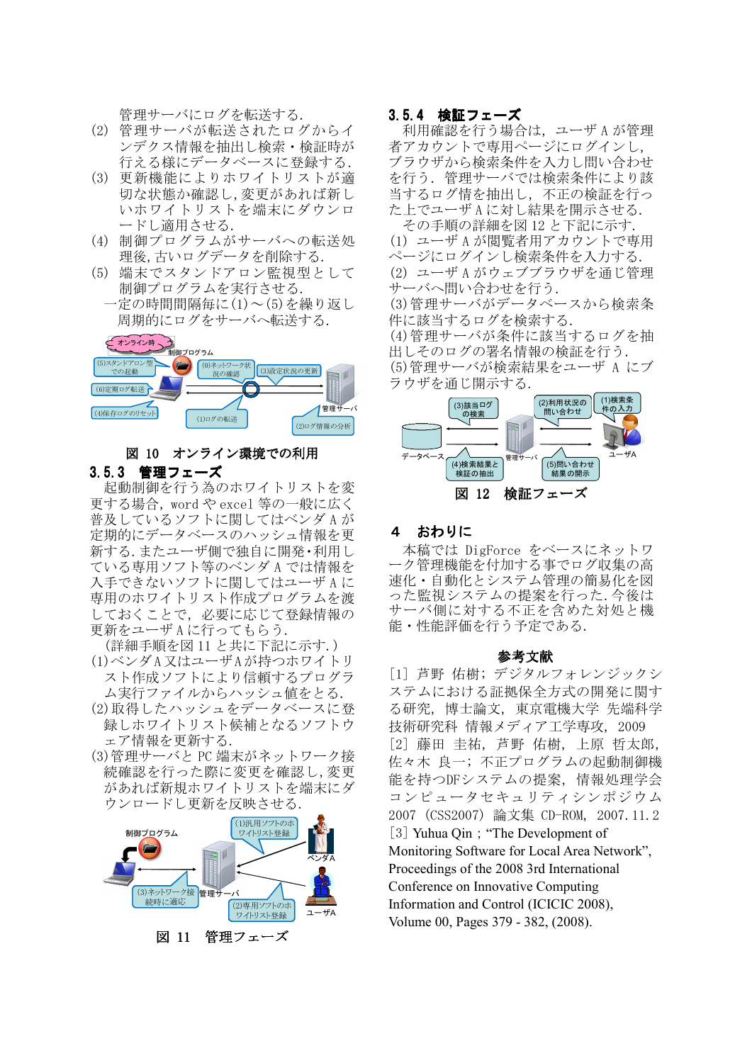管理サーバにログを転送する.

(2) 管理サーバが転送されたログからインデクス情報を抽出し検索・検証時が行える様にデータベースに登録する.

(3) 更新機能によりホワイトリストが適切な状態か確認し,変更があれば新しいホワイトリストを端末にダウンロードし適用させる.

(4) 制御プログラムがサーバへの転送処理後,古いログデータを削除する.

(5) 端末でスタンドアロン監視型として制御プログラムを実行させる.

一定の時間間隔毎に(1)～(5)を繰り返し周期的にログをサーバへ転送する.

オンライン時
制御プログラム
(5)スタンドアロン型での起動
(0)ネットワーク状況の確認
(3)設定状況の更新
(6)定期ログ転送
(4)保存ログのリセット
(1)ログの転送
管理サーバ
(2)ログ情報の分析

図 10 オンライン環境での利用

### 3.5.3 管理フェーズ

起動制御を行う為のホワイトリストを変更する場合，word や excel 等の一般に広く普及しているソフトに関してはベンダ A が定期的にデータベースのハッシュ情報を更新する.またユーザ側で独自に開発・利用している専用ソフト等のベンダ A では情報を入手できないソフトに関してはユーザ A に専用のホワイトリスト作成プログラムを渡しておくことで，必要に応じて登録情報の更新をユーザ A に行ってもらう.

(詳細手順を図 11 と共に下記に示す.)

(1)ベンダ A 又はユーザ A が持つホワイトリスト作成ソフトにより信頼するプログラム実行ファイルからハッシュ値をとる.

(2)取得したハッシュをデータベースに登録しホワイトリスト候補となるソフトウェア情報を更新する.

(3)管理サーバと PC 端末がネットワーク接続確認を行った際に変更を確認し,変更があれば新規ホワイトリストを端末にダウンロードし更新を反映させる.

制御プログラム
(1)汎用ソフトのホワイトリスト登録
ベンダA
(3)ネットワーク接続時に適応
管理サーバ
(2)専用ソフトのホワイトリスト登録
ユーザA

図 11 管理フェーズ

### 3.5.4 検証フェーズ

利用確認を行う場合は，ユーザ A が管理者アカウントで専用ページにログインし，ブラウザから検索条件を入力し問い合わせを行う．管理サーバでは検索条件により該当するログ情を抽出し，不正の検証を行った上でユーザ A に対し結果を開示させる.

その手順の詳細を図 12 と下記に示す.

(1) ユーザ A が閲覧者用アカウントで専用ページにログインし検索条件を入力する.

(2) ユーザ A がウェブブラウザを通じ管理サーバへ問い合わせを行う.

(3)管理サーバがデータベースから検索条件に該当するログを検索する.

(4)管理サーバが条件に該当するログを抽出しそのログの署名情報の検証を行う.

(5)管理サーバが検索結果をユーザ A にブラウザを通じ開示する.

(3)該当ログの検索
(2)利用状況の問い合わせ
(1)検索条件の入力
データベース
管理サーバ
ユーザA
(4)検索結果と検証の抽出
(5)問い合わせ結果の開示

図 12 検証フェーズ

## 4 おわりに

本稿では DigForce をベースにネットワーク管理機能を付加する事でログ収集の高速化・自動化とシステム管理の簡易化を図った監視システムの提案を行った.今後はサーバ側に対する不正を含めた対処と機能・性能評価を行う予定である.

## 参考文献

[1] 芦野 佑樹；デジタルフォレンジックシステムにおける証拠保全方式の開発に関する研究，博士論文，東京電機大学 先端科学技術研究科 情報メディア工学専攻，2009

[2] 藤田 圭祐，芦野 佑樹，上原 哲太郎，佐々木 良一；不正プログラムの起動制御機能を持つDFシステムの提案，情報処理学会コンピュータセキュリティシンポジウム 2007 (CSS2007) 論文集 CD-ROM，2007.11.2

[3] Yuhua Qin ; "The Development of Monitoring Software for Local Area Network", Proceedings of the 2008 3rd International Conference on Innovative Computing Information and Control (ICICIC 2008), Volume 00, Pages 379 - 382, (2008).